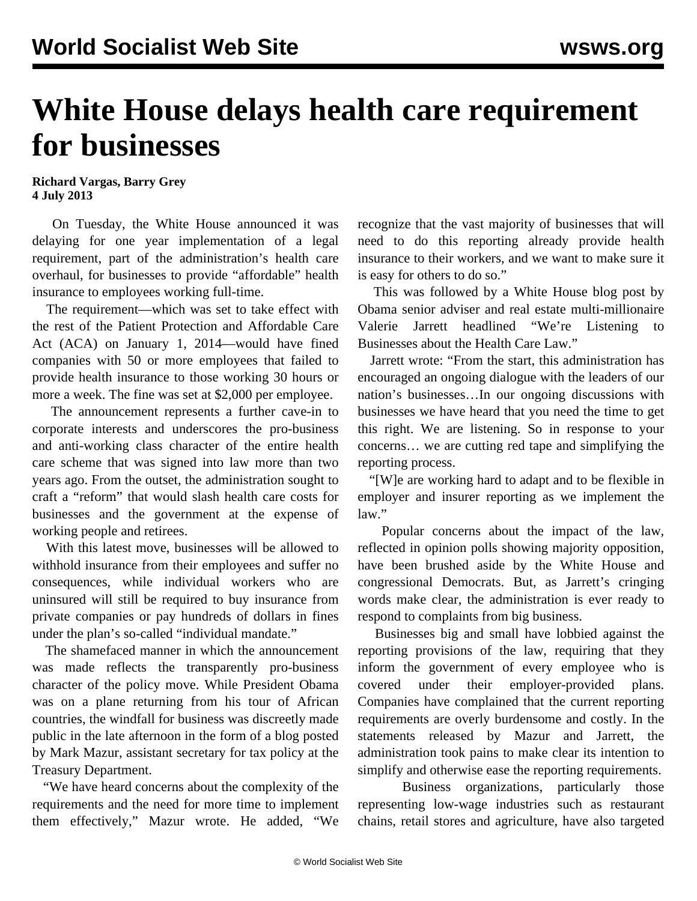# White House delays health care requirement for businesses

**Richard Vargas, Barry Grey**
**4 July 2013**

On Tuesday, the White House announced it was delaying for one year implementation of a legal requirement, part of the administration's health care overhaul, for businesses to provide "affordable" health insurance to employees working full-time.

The requirement—which was set to take effect with the rest of the Patient Protection and Affordable Care Act (ACA) on January 1, 2014—would have fined companies with 50 or more employees that failed to provide health insurance to those working 30 hours or more a week. The fine was set at $2,000 per employee.

The announcement represents a further cave-in to corporate interests and underscores the pro-business and anti-working class character of the entire health care scheme that was signed into law more than two years ago. From the outset, the administration sought to craft a "reform" that would slash health care costs for businesses and the government at the expense of working people and retirees.

With this latest move, businesses will be allowed to withhold insurance from their employees and suffer no consequences, while individual workers who are uninsured will still be required to buy insurance from private companies or pay hundreds of dollars in fines under the plan's so-called "individual mandate."

The shamefaced manner in which the announcement was made reflects the transparently pro-business character of the policy move. While President Obama was on a plane returning from his tour of African countries, the windfall for business was discreetly made public in the late afternoon in the form of a blog posted by Mark Mazur, assistant secretary for tax policy at the Treasury Department.

"We have heard concerns about the complexity of the requirements and the need for more time to implement them effectively," Mazur wrote. He added, "We recognize that the vast majority of businesses that will need to do this reporting already provide health insurance to their workers, and we want to make sure it is easy for others to do so."

This was followed by a White House blog post by Obama senior adviser and real estate multi-millionaire Valerie Jarrett headlined "We're Listening to Businesses about the Health Care Law."

Jarrett wrote: "From the start, this administration has encouraged an ongoing dialogue with the leaders of our nation's businesses…In our ongoing discussions with businesses we have heard that you need the time to get this right. We are listening. So in response to your concerns… we are cutting red tape and simplifying the reporting process.

"[W]e are working hard to adapt and to be flexible in employer and insurer reporting as we implement the law."

Popular concerns about the impact of the law, reflected in opinion polls showing majority opposition, have been brushed aside by the White House and congressional Democrats. But, as Jarrett's cringing words make clear, the administration is ever ready to respond to complaints from big business.

Businesses big and small have lobbied against the reporting provisions of the law, requiring that they inform the government of every employee who is covered under their employer-provided plans. Companies have complained that the current reporting requirements are overly burdensome and costly. In the statements released by Mazur and Jarrett, the administration took pains to make clear its intention to simplify and otherwise ease the reporting requirements.

Business organizations, particularly those representing low-wage industries such as restaurant chains, retail stores and agriculture, have also targeted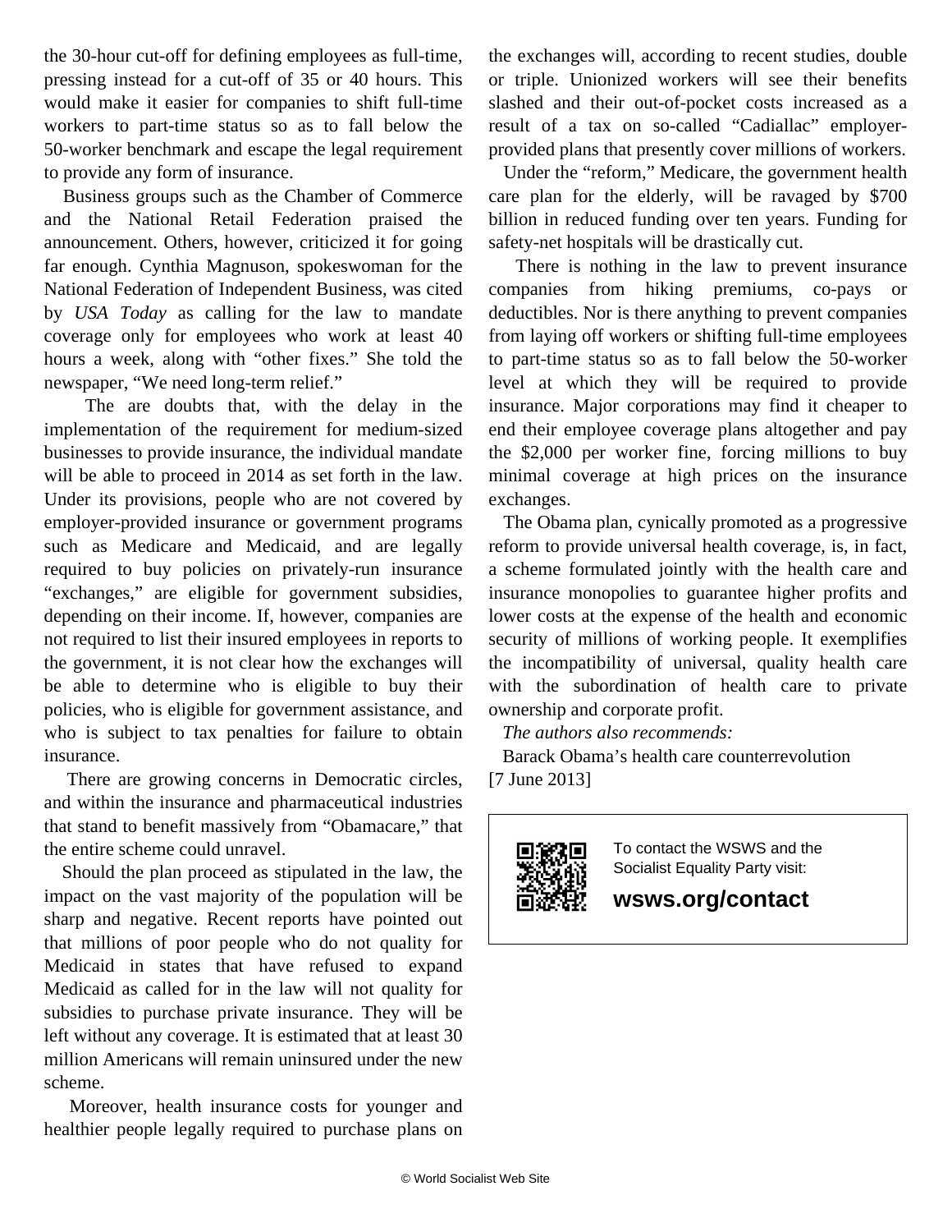the 30-hour cut-off for defining employees as full-time, pressing instead for a cut-off of 35 or 40 hours. This would make it easier for companies to shift full-time workers to part-time status so as to fall below the 50-worker benchmark and escape the legal requirement to provide any form of insurance.

Business groups such as the Chamber of Commerce and the National Retail Federation praised the announcement. Others, however, criticized it for going far enough. Cynthia Magnuson, spokeswoman for the National Federation of Independent Business, was cited by *USA Today* as calling for the law to mandate coverage only for employees who work at least 40 hours a week, along with "other fixes." She told the newspaper, "We need long-term relief."

The are doubts that, with the delay in the implementation of the requirement for medium-sized businesses to provide insurance, the individual mandate will be able to proceed in 2014 as set forth in the law. Under its provisions, people who are not covered by employer-provided insurance or government programs such as Medicare and Medicaid, and are legally required to buy policies on privately-run insurance "exchanges," are eligible for government subsidies, depending on their income. If, however, companies are not required to list their insured employees in reports to the government, it is not clear how the exchanges will be able to determine who is eligible to buy their policies, who is eligible for government assistance, and who is subject to tax penalties for failure to obtain insurance.

There are growing concerns in Democratic circles, and within the insurance and pharmaceutical industries that stand to benefit massively from "Obamacare," that the entire scheme could unravel.

Should the plan proceed as stipulated in the law, the impact on the vast majority of the population will be sharp and negative. Recent reports have pointed out that millions of poor people who do not quality for Medicaid in states that have refused to expand Medicaid as called for in the law will not quality for subsidies to purchase private insurance. They will be left without any coverage. It is estimated that at least 30 million Americans will remain uninsured under the new scheme.

Moreover, health insurance costs for younger and healthier people legally required to purchase plans on the exchanges will, according to recent studies, double or triple. Unionized workers will see their benefits slashed and their out-of-pocket costs increased as a result of a tax on so-called "Cadiallac" employer-provided plans that presently cover millions of workers.

Under the "reform," Medicare, the government health care plan for the elderly, will be ravaged by $700 billion in reduced funding over ten years. Funding for safety-net hospitals will be drastically cut.

There is nothing in the law to prevent insurance companies from hiking premiums, co-pays or deductibles. Nor is there anything to prevent companies from laying off workers or shifting full-time employees to part-time status so as to fall below the 50-worker level at which they will be required to provide insurance. Major corporations may find it cheaper to end their employee coverage plans altogether and pay the $2,000 per worker fine, forcing millions to buy minimal coverage at high prices on the insurance exchanges.

The Obama plan, cynically promoted as a progressive reform to provide universal health coverage, is, in fact, a scheme formulated jointly with the health care and insurance monopolies to guarantee higher profits and lower costs at the expense of the health and economic security of millions of working people. It exemplifies the incompatibility of universal, quality health care with the subordination of health care to private ownership and corporate profit.

*The authors also recommends:*

Barack Obama's health care counterrevolution
[7 June 2013]

To contact the WSWS and the Socialist Equality Party visit:

**wsws.org/contact**